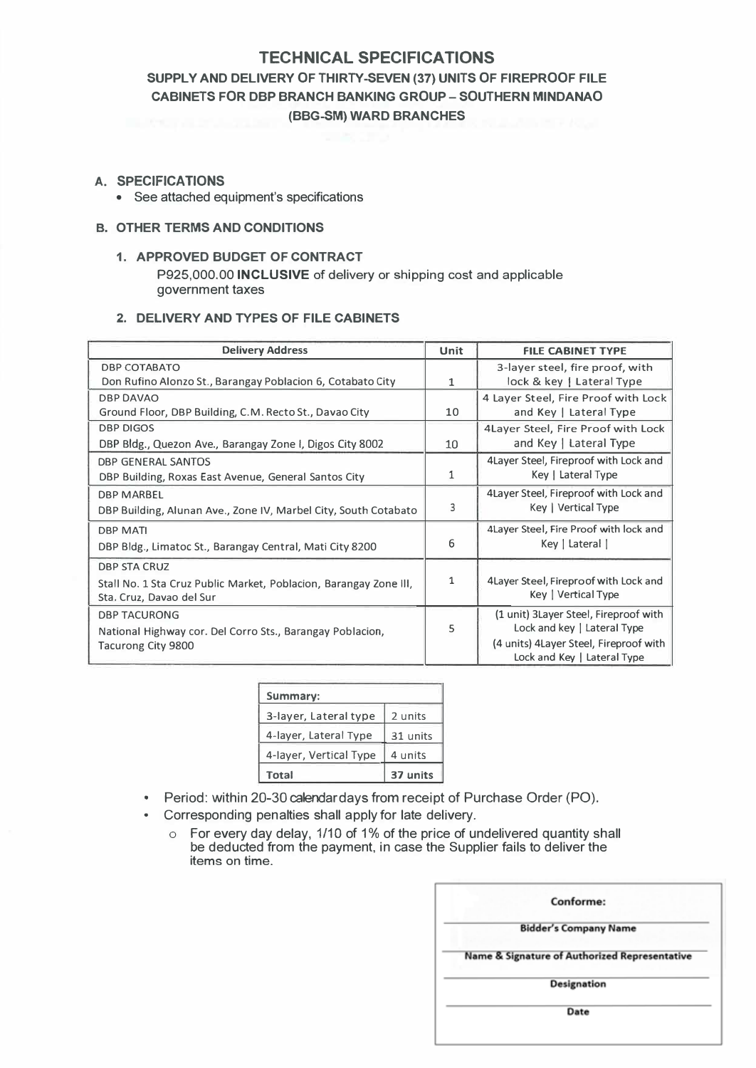# TECHNICAL SPECIFICATIONS

## SUPPLY AND DELIVERY OF THIRTY-SEVEN (37) UNITS OF FIREPROOF FILE CABINETS FOR DBP BRANCH BANKING GROUP – SOUTHERN MINDANAO (BBG-SM) WARD BRANCHES

### A. SPECIFICATIONS

- See attached equipment's specifications

### B. OTHER TERMS AND CONDITIONS

**1. APPROVED BUDGET OF CONTRACT**

P925,000.00 **INCLUSIVE** of delivery or shipping cost and applicable government taxes

**2. DELIVERY AND TYPES OF FILE CABINETS**

| Delivery Address | Unit | FILE CABINET TYPE |
|---|---|---|
| DBP COTABATO<br>Don Rufino Alonzo St., Barangay Poblacion 6, Cotabato City | 1 | 3-layer steel, fire proof, with lock & key \| Lateral Type |
| DBP DAVAO<br>Ground Floor, DBP Building, C.M. Recto St., Davao City | 10 | 4 Layer Steel, Fire Proof with Lock and Key \| Lateral Type |
| DBP DIGOS<br>DBP Bldg., Quezon Ave., Barangay Zone I, Digos City 8002 | 10 | 4Layer Steel, Fire Proof with Lock and Key \| Lateral Type |
| DBP GENERAL SANTOS<br>DBP Building, Roxas East Avenue, General Santos City | 1 | 4Layer Steel, Fireproof with Lock and Key \| Lateral Type |
| DBP MARBEL<br>DBP Building, Alunan Ave., Zone IV, Marbel City, South Cotabato | 3 | 4Layer Steel, Fireproof with Lock and Key \| Vertical Type |
| DBP MATI<br>DBP Bldg., Limatoc St., Barangay Central, Mati City 8200 | 6 | 4Layer Steel, Fire Proof with lock and Key \| Lateral \| |
| DBP STA CRUZ<br>Stall No. 1 Sta Cruz Public Market, Poblacion, Barangay Zone III, Sta. Cruz, Davao del Sur | 1 | 4Layer Steel, Fireproof with Lock and Key \| Vertical Type |
| DBP TACURONG<br>National Highway cor. Del Corro Sts., Barangay Poblacion, Tacurong City 9800 | 5 | (1 unit) 3Layer Steel, Fireproof with Lock and key \| Lateral Type<br>(4 units) 4Layer Steel, Fireproof with Lock and Key \| Lateral Type |

| Summary: | |
|---|---|
| 3-layer, Lateral type | 2 units |
| 4-layer, Lateral Type | 31 units |
| 4-layer, Vertical Type | 4 units |
| **Total** | **37 units** |

- Period: within 20-30 calendar days from receipt of Purchase Order (PO).
- Corresponding penalties shall apply for late delivery.
  - For every day delay, 1/10 of 1% of the price of undelivered quantity shall be deducted from the payment, in case the Supplier fails to deliver the items on time.

**Conforme:**

______________________________
**Bidder's Company Name**

______________________________
**Name & Signature of Authorized Representative**

______________________________
**Designation**

______________________________
**Date**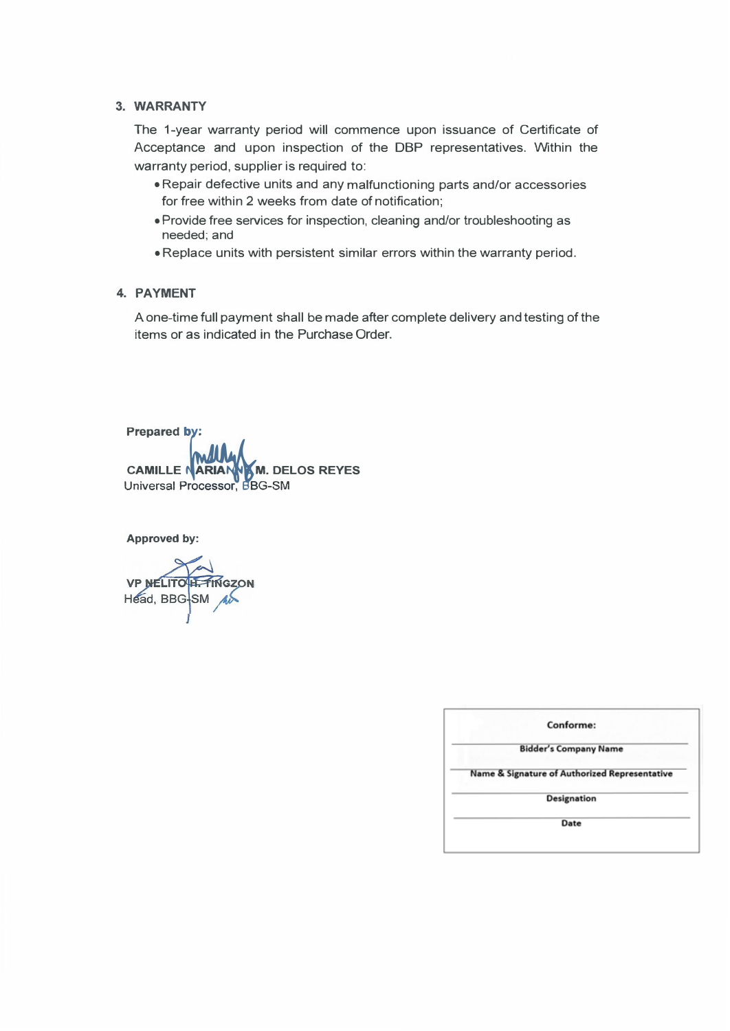### 3. WARRANTY

The 1-year warranty period will commence upon issuance of Certificate of Acceptance and upon inspection of the DBP representatives. Within the warranty period, supplier is required to:

- Repair defective units and any malfunctioning parts and/or accessories for free within 2 weeks from date of notification;
- Provide free services for inspection, cleaning and/or troubleshooting as needed; and
- Replace units with persistent similar errors within the warranty period.

### 4. PAYMENT

A one-time full payment shall be made after complete delivery and testing of the items or as indicated in the Purchase Order.

**Prepared by:**

**CAMILLE MARIANNE M. DELOS REYES**
Universal Processor, BBG-SM

**Approved by:**

**VP NELITO H. TINGZON**
Head, BBG-SM

| Conforme: |
|---|
| Bidder's Company Name |
| Name & Signature of Authorized Representative |
| Designation |
| Date |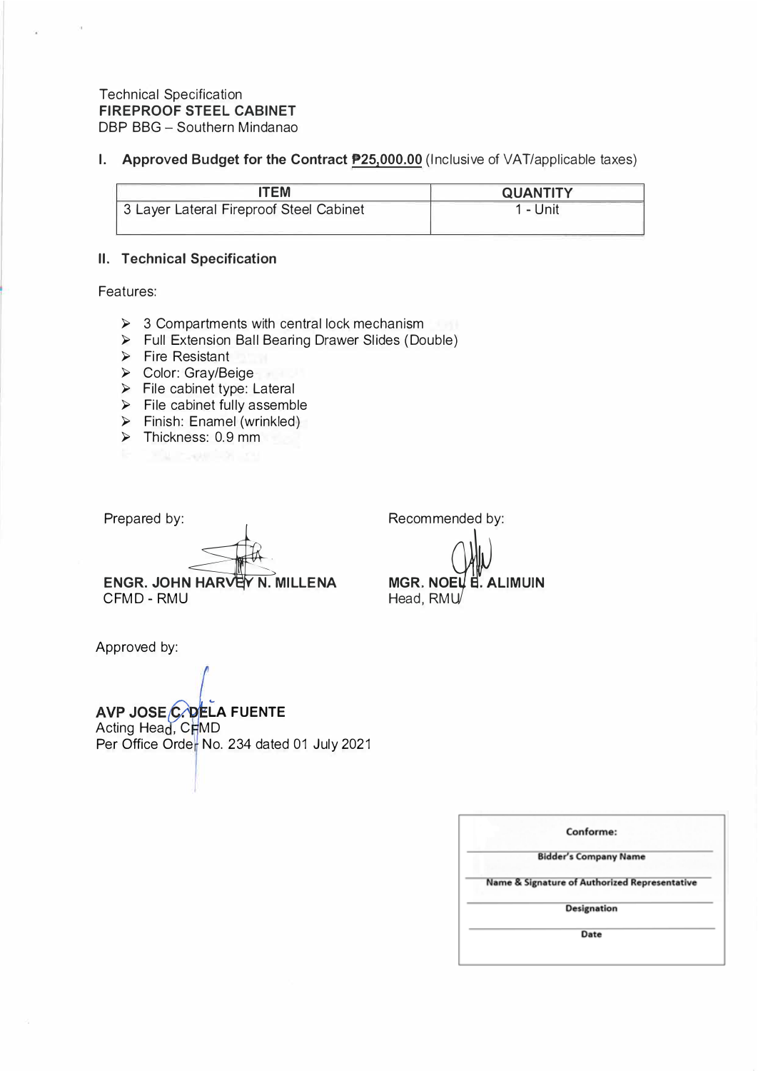Technical Specification
**FIREPROOF STEEL CABINET**
DBP BBG – Southern Mindanao

## I. Approved Budget for the Contract ₱25,000.00 (Inclusive of VAT/applicable taxes)

| ITEM | QUANTITY |
|---|---|
| 3 Layer Lateral Fireproof Steel Cabinet | 1 - Unit |

## II. Technical Specification

Features:

- 3 Compartments with central lock mechanism
- Full Extension Ball Bearing Drawer Slides (Double)
- Fire Resistant
- Color: Gray/Beige
- File cabinet type: Lateral
- File cabinet fully assemble
- Finish: Enamel (wrinkled)
- Thickness: 0.9 mm

Prepared by:

**ENGR. JOHN HARVEY N. MILLENA**
CFMD - RMU

Recommended by:

**MGR. NOEL E. ALIMUIN**
Head, RMU

Approved by:

**AVP JOSE C. DELA FUENTE**
Acting Head, CFMD
Per Office Order No. 234 dated 01 July 2021

| Conforme: |
|---|
| Bidder's Company Name |
| Name & Signature of Authorized Representative |
| Designation |
| Date |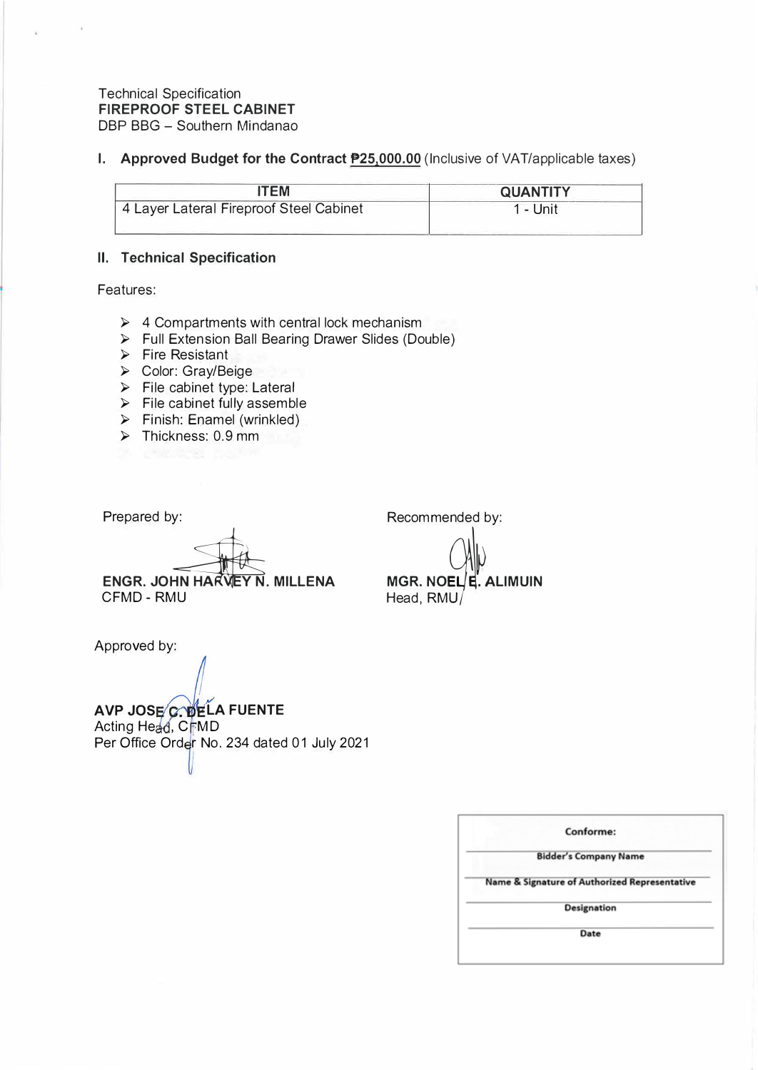Technical Specification
**FIREPROOF STEEL CABINET**
DBP BBG – Southern Mindanao

**I. Approved Budget for the Contract ₱25,000.00** (Inclusive of VAT/applicable taxes)

| ITEM | QUANTITY |
|---|---|
| 4 Layer Lateral Fireproof Steel Cabinet | 1 - Unit |

**II. Technical Specification**

Features:

- 4 Compartments with central lock mechanism
- Full Extension Ball Bearing Drawer Slides (Double)
- Fire Resistant
- Color: Gray/Beige
- File cabinet type: Lateral
- File cabinet fully assemble
- Finish: Enamel (wrinkled)
- Thickness: 0.9 mm

Prepared by:

**ENGR. JOHN HARVEY N. MILLENA**
CFMD - RMU

Recommended by:

**MGR. NOEL E. ALIMUIN**
Head, RMU

Approved by:

**AVP JOSE C. DELA FUENTE**
Acting Head, CFMD
Per Office Order No. 234 dated 01 July 2021

| Conforme: |
|---|
| Bidder's Company Name |
| Name & Signature of Authorized Representative |
| Designation |
| Date |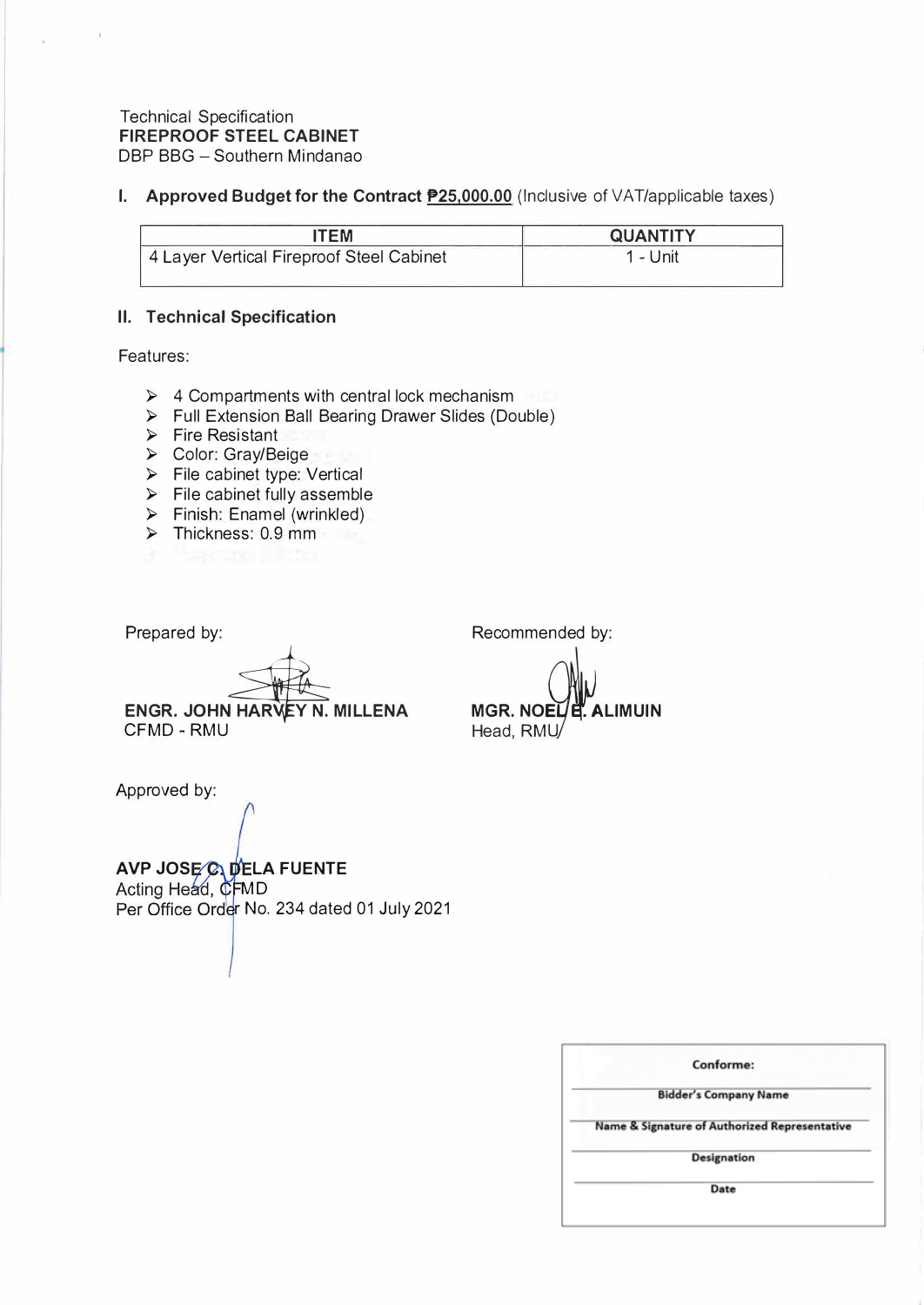Technical Specification
**FIREPROOF STEEL CABINET**
DBP BBG – Southern Mindanao

## I. Approved Budget for the Contract ₱25,000.00 (Inclusive of VAT/applicable taxes)

| ITEM | QUANTITY |
|---|---|
| 4 Layer Vertical Fireproof Steel Cabinet | 1 - Unit |

## II. Technical Specification

Features:

- 4 Compartments with central lock mechanism
- Full Extension Ball Bearing Drawer Slides (Double)
- Fire Resistant
- Color: Gray/Beige
- File cabinet type: Vertical
- File cabinet fully assemble
- Finish: Enamel (wrinkled)
- Thickness: 0.9 mm

Prepared by:

**ENGR. JOHN HARVEY N. MILLENA**
CFMD - RMU

Recommended by:

**MGR. NOEL E. ALIMUIN**
Head, RMU

Approved by:

**AVP JOSE C. DELA FUENTE**
Acting Head, CFMD
Per Office Order No. 234 dated 01 July 2021

**Conforme:**

Bidder's Company Name

Name & Signature of Authorized Representative

Designation

Date